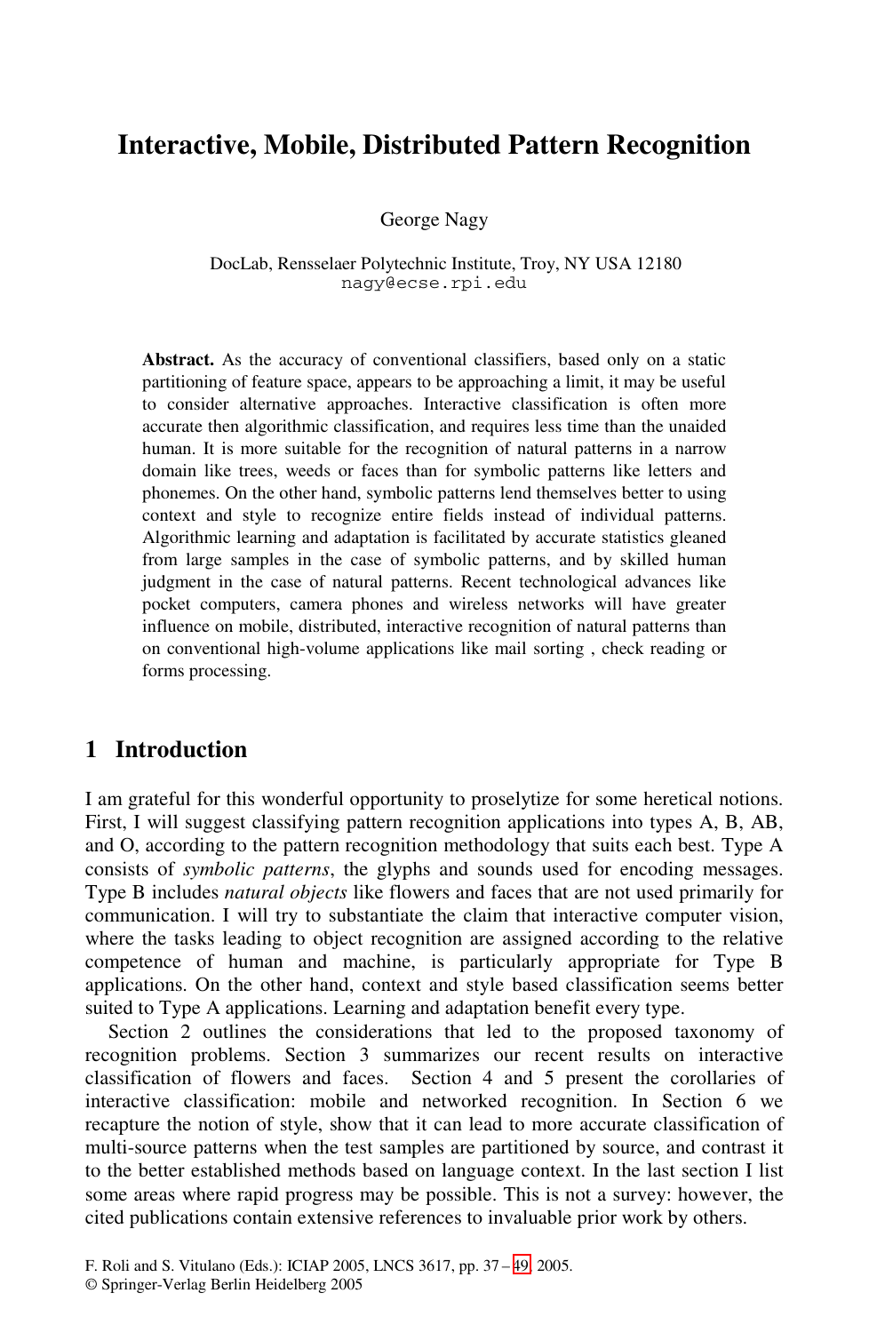# Interactive, Mobile, Distributed Pattern Recognition

George Nagy

DocLab, Rensselaer Polytechnic Institute, Troy, NY USA 12180
nagy@ecse.rpi.edu

**Abstract.** As the accuracy of conventional classifiers, based only on a static partitioning of feature space, appears to be approaching a limit, it may be useful to consider alternative approaches. Interactive classification is often more accurate then algorithmic classification, and requires less time than the unaided human. It is more suitable for the recognition of natural patterns in a narrow domain like trees, weeds or faces than for symbolic patterns like letters and phonemes. On the other hand, symbolic patterns lend themselves better to using context and style to recognize entire fields instead of individual patterns. Algorithmic learning and adaptation is facilitated by accurate statistics gleaned from large samples in the case of symbolic patterns, and by skilled human judgment in the case of natural patterns. Recent technological advances like pocket computers, camera phones and wireless networks will have greater influence on mobile, distributed, interactive recognition of natural patterns than on conventional high-volume applications like mail sorting , check reading or forms processing.

## 1 Introduction

I am grateful for this wonderful opportunity to proselytize for some heretical notions. First, I will suggest classifying pattern recognition applications into types A, B, AB, and O, according to the pattern recognition methodology that suits each best. Type A consists of *symbolic patterns*, the glyphs and sounds used for encoding messages. Type B includes *natural objects* like flowers and faces that are not used primarily for communication. I will try to substantiate the claim that interactive computer vision, where the tasks leading to object recognition are assigned according to the relative competence of human and machine, is particularly appropriate for Type B applications. On the other hand, context and style based classification seems better suited to Type A applications. Learning and adaptation benefit every type.

Section 2 outlines the considerations that led to the proposed taxonomy of recognition problems. Section 3 summarizes our recent results on interactive classification of flowers and faces. Section 4 and 5 present the corollaries of interactive classification: mobile and networked recognition. In Section 6 we recapture the notion of style, show that it can lead to more accurate classification of multi-source patterns when the test samples are partitioned by source, and contrast it to the better established methods based on language context. In the last section I list some areas where rapid progress may be possible. This is not a survey: however, the cited publications contain extensive references to invaluable prior work by others.

F. Roli and S. Vitulano (Eds.): ICIAP 2005, LNCS 3617, pp. 37 – 49, 2005.
© Springer-Verlag Berlin Heidelberg 2005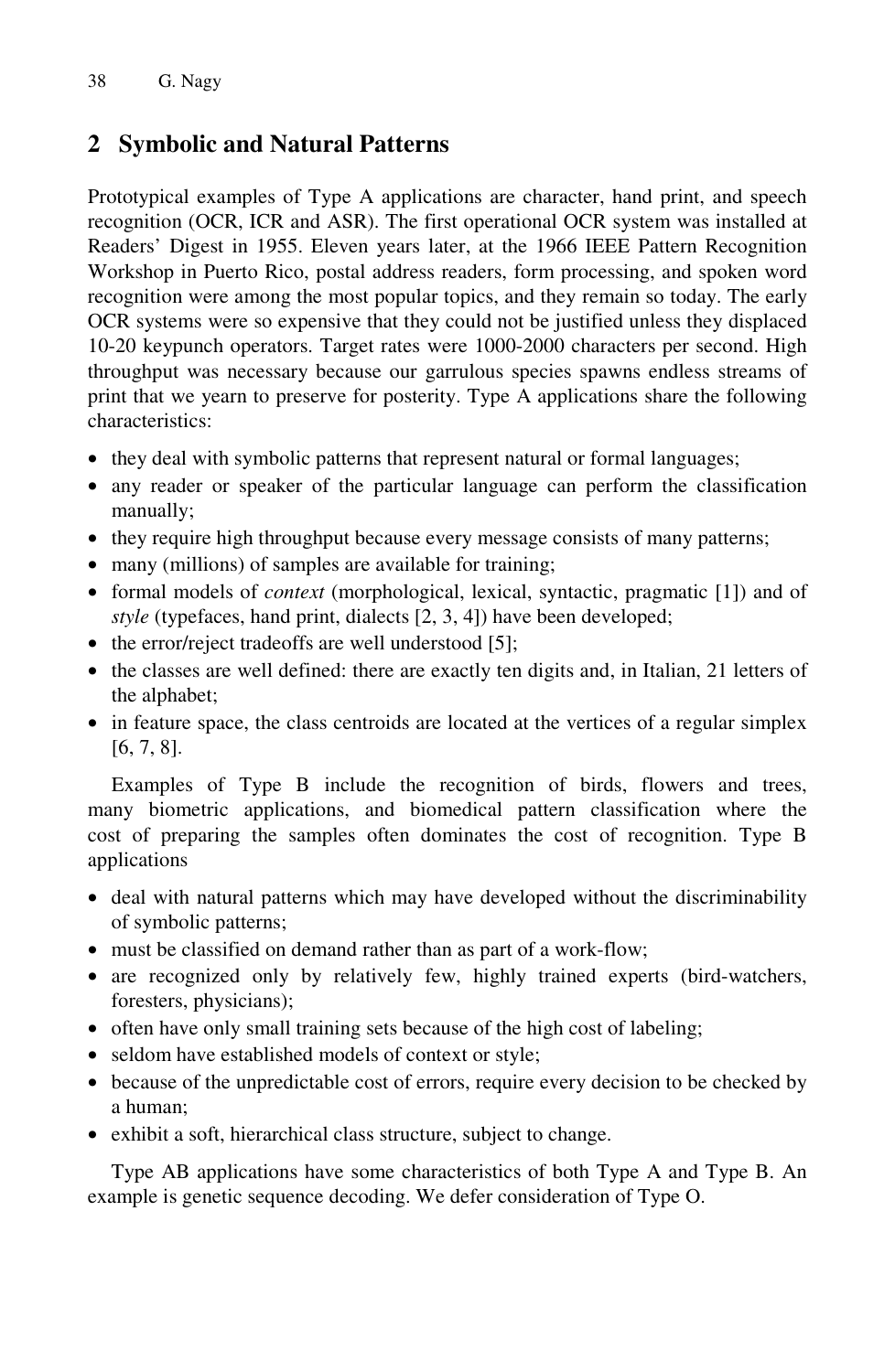## 2 Symbolic and Natural Patterns

Prototypical examples of Type A applications are character, hand print, and speech recognition (OCR, ICR and ASR). The first operational OCR system was installed at Readers' Digest in 1955. Eleven years later, at the 1966 IEEE Pattern Recognition Workshop in Puerto Rico, postal address readers, form processing, and spoken word recognition were among the most popular topics, and they remain so today. The early OCR systems were so expensive that they could not be justified unless they displaced 10-20 keypunch operators. Target rates were 1000-2000 characters per second. High throughput was necessary because our garrulous species spawns endless streams of print that we yearn to preserve for posterity. Type A applications share the following characteristics:

- they deal with symbolic patterns that represent natural or formal languages;
- any reader or speaker of the particular language can perform the classification manually;
- they require high throughput because every message consists of many patterns;
- many (millions) of samples are available for training;
- formal models of *context* (morphological, lexical, syntactic, pragmatic [1]) and of *style* (typefaces, hand print, dialects [2, 3, 4]) have been developed;
- the error/reject tradeoffs are well understood [5];
- the classes are well defined: there are exactly ten digits and, in Italian, 21 letters of the alphabet;
- in feature space, the class centroids are located at the vertices of a regular simplex [6, 7, 8].

Examples of Type B include the recognition of birds, flowers and trees, many biometric applications, and biomedical pattern classification where the cost of preparing the samples often dominates the cost of recognition. Type B applications

- deal with natural patterns which may have developed without the discriminability of symbolic patterns;
- must be classified on demand rather than as part of a work-flow;
- are recognized only by relatively few, highly trained experts (bird-watchers, foresters, physicians);
- often have only small training sets because of the high cost of labeling;
- seldom have established models of context or style;
- because of the unpredictable cost of errors, require every decision to be checked by a human;
- exhibit a soft, hierarchical class structure, subject to change.

Type AB applications have some characteristics of both Type A and Type B. An example is genetic sequence decoding. We defer consideration of Type O.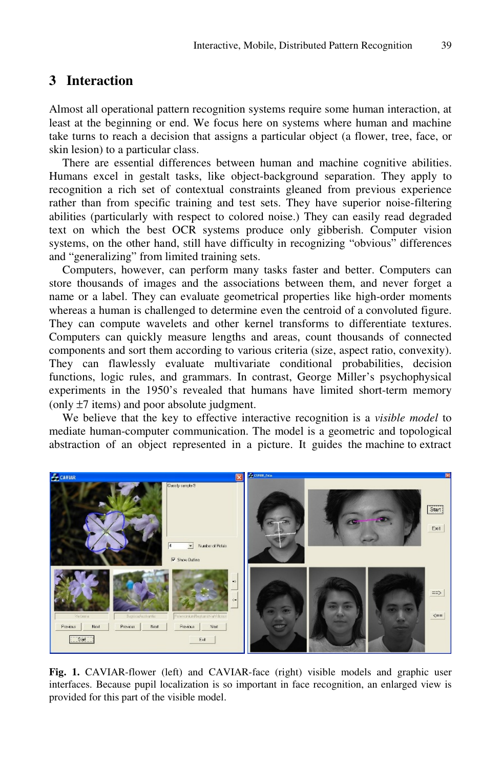## 3 Interaction

Almost all operational pattern recognition systems require some human interaction, at least at the beginning or end. We focus here on systems where human and machine take turns to reach a decision that assigns a particular object (a flower, tree, face, or skin lesion) to a particular class.

There are essential differences between human and machine cognitive abilities. Humans excel in gestalt tasks, like object-background separation. They apply to recognition a rich set of contextual constraints gleaned from previous experience rather than from specific training and test sets. They have superior noise-filtering abilities (particularly with respect to colored noise.) They can easily read degraded text on which the best OCR systems produce only gibberish. Computer vision systems, on the other hand, still have difficulty in recognizing "obvious" differences and "generalizing" from limited training sets.

Computers, however, can perform many tasks faster and better. Computers can store thousands of images and the associations between them, and never forget a name or a label. They can evaluate geometrical properties like high-order moments whereas a human is challenged to determine even the centroid of a convoluted figure. They can compute wavelets and other kernel transforms to differentiate textures. Computers can quickly measure lengths and areas, count thousands of connected components and sort them according to various criteria (size, aspect ratio, convexity). They can flawlessly evaluate multivariate conditional probabilities, decision functions, logic rules, and grammars. In contrast, George Miller's psychophysical experiments in the 1950's revealed that humans have limited short-term memory (only ±7 items) and poor absolute judgment.

We believe that the key to effective interactive recognition is a *visible model* to mediate human-computer communication. The model is a geometric and topological abstraction of an object represented in a picture. It guides the machine to extract

**Fig. 1.** CAVIAR-flower (left) and CAVIAR-face (right) visible models and graphic user interfaces. Because pupil localization is so important in face recognition, an enlarged view is provided for this part of the visible model.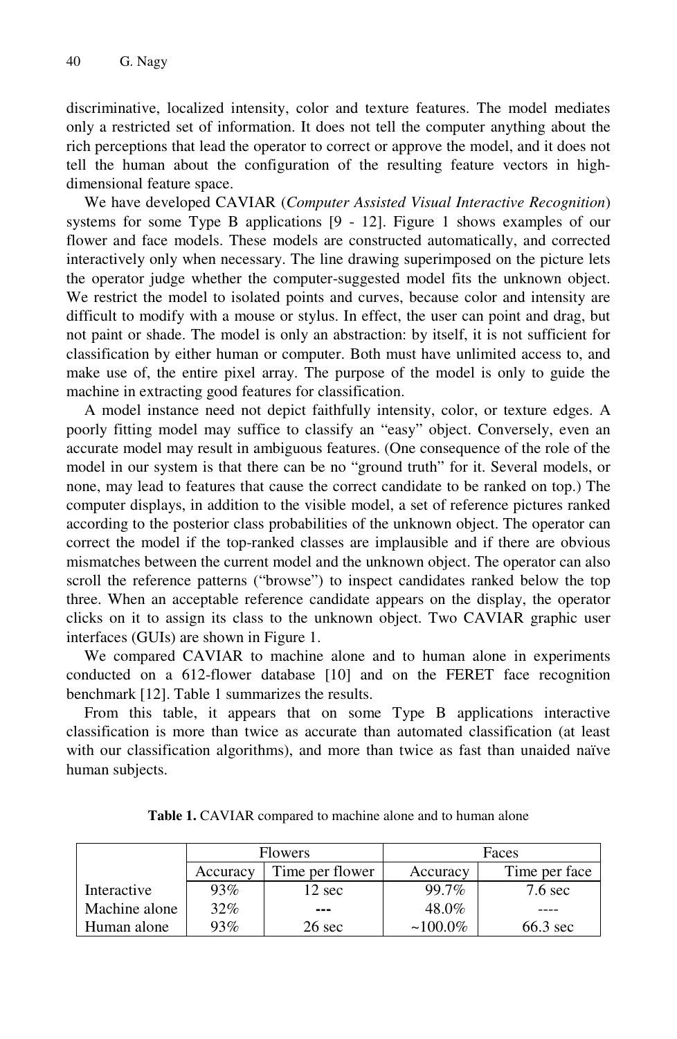discriminative, localized intensity, color and texture features. The model mediates only a restricted set of information. It does not tell the computer anything about the rich perceptions that lead the operator to correct or approve the model, and it does not tell the human about the configuration of the resulting feature vectors in high-dimensional feature space.

We have developed CAVIAR (*Computer Assisted Visual Interactive Recognition*) systems for some Type B applications [9 - 12]. Figure 1 shows examples of our flower and face models. These models are constructed automatically, and corrected interactively only when necessary. The line drawing superimposed on the picture lets the operator judge whether the computer-suggested model fits the unknown object. We restrict the model to isolated points and curves, because color and intensity are difficult to modify with a mouse or stylus. In effect, the user can point and drag, but not paint or shade. The model is only an abstraction: by itself, it is not sufficient for classification by either human or computer. Both must have unlimited access to, and make use of, the entire pixel array. The purpose of the model is only to guide the machine in extracting good features for classification.

A model instance need not depict faithfully intensity, color, or texture edges. A poorly fitting model may suffice to classify an "easy" object. Conversely, even an accurate model may result in ambiguous features. (One consequence of the role of the model in our system is that there can be no "ground truth" for it. Several models, or none, may lead to features that cause the correct candidate to be ranked on top.) The computer displays, in addition to the visible model, a set of reference pictures ranked according to the posterior class probabilities of the unknown object. The operator can correct the model if the top-ranked classes are implausible and if there are obvious mismatches between the current model and the unknown object. The operator can also scroll the reference patterns ("browse") to inspect candidates ranked below the top three. When an acceptable reference candidate appears on the display, the operator clicks on it to assign its class to the unknown object. Two CAVIAR graphic user interfaces (GUIs) are shown in Figure 1.

We compared CAVIAR to machine alone and to human alone in experiments conducted on a 612-flower database [10] and on the FERET face recognition benchmark [12]. Table 1 summarizes the results.

From this table, it appears that on some Type B applications interactive classification is more than twice as accurate than automated classification (at least with our classification algorithms), and more than twice as fast than unaided naïve human subjects.

**Table 1.** CAVIAR compared to machine alone and to human alone

| | Flowers | | Faces | |
|---|---|---|---|---|
| | Accuracy | Time per flower | Accuracy | Time per face |
| Interactive | 93% | 12 sec | 99.7% | 7.6 sec |
| Machine alone | 32% | --- | 48.0% | ---- |
| Human alone | 93% | 26 sec | ~100.0% | 66.3 sec |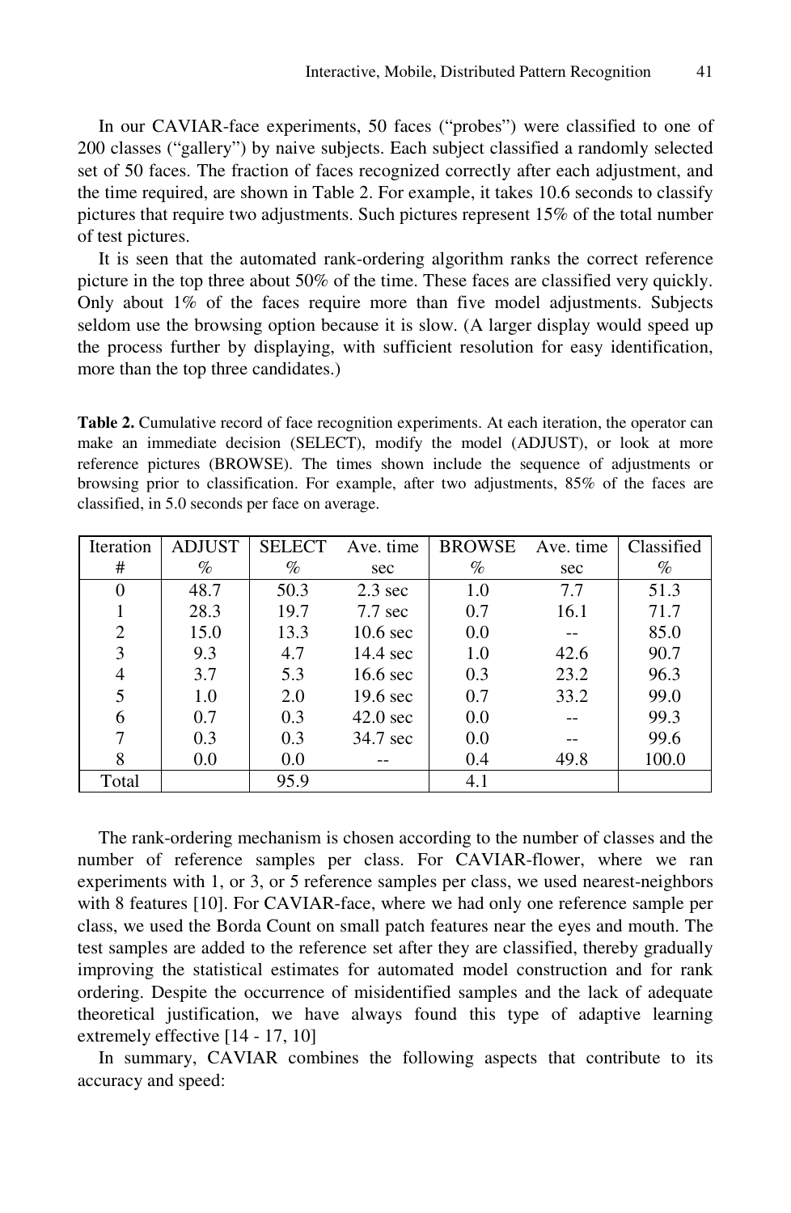In our CAVIAR-face experiments, 50 faces ("probes") were classified to one of 200 classes ("gallery") by naive subjects. Each subject classified a randomly selected set of 50 faces. The fraction of faces recognized correctly after each adjustment, and the time required, are shown in Table 2. For example, it takes 10.6 seconds to classify pictures that require two adjustments. Such pictures represent 15% of the total number of test pictures.

It is seen that the automated rank-ordering algorithm ranks the correct reference picture in the top three about 50% of the time. These faces are classified very quickly. Only about 1% of the faces require more than five model adjustments. Subjects seldom use the browsing option because it is slow. (A larger display would speed up the process further by displaying, with sufficient resolution for easy identification, more than the top three candidates.)

**Table 2.** Cumulative record of face recognition experiments. At each iteration, the operator can make an immediate decision (SELECT), modify the model (ADJUST), or look at more reference pictures (BROWSE). The times shown include the sequence of adjustments or browsing prior to classification. For example, after two adjustments, 85% of the faces are classified, in 5.0 seconds per face on average.

| Iteration # | ADJUST % | SELECT % | Ave. time sec | BROWSE % | Ave. time sec | Classified % |
|---|---|---|---|---|---|---|
| 0 | 48.7 | 50.3 | 2.3 sec | 1.0 | 7.7 | 51.3 |
| 1 | 28.3 | 19.7 | 7.7 sec | 0.7 | 16.1 | 71.7 |
| 2 | 15.0 | 13.3 | 10.6 sec | 0.0 | -- | 85.0 |
| 3 | 9.3 | 4.7 | 14.4 sec | 1.0 | 42.6 | 90.7 |
| 4 | 3.7 | 5.3 | 16.6 sec | 0.3 | 23.2 | 96.3 |
| 5 | 1.0 | 2.0 | 19.6 sec | 0.7 | 33.2 | 99.0 |
| 6 | 0.7 | 0.3 | 42.0 sec | 0.0 | -- | 99.3 |
| 7 | 0.3 | 0.3 | 34.7 sec | 0.0 | -- | 99.6 |
| 8 | 0.0 | 0.0 | -- | 0.4 | 49.8 | 100.0 |
| Total | | 95.9 | | 4.1 | | |

The rank-ordering mechanism is chosen according to the number of classes and the number of reference samples per class. For CAVIAR-flower, where we ran experiments with 1, or 3, or 5 reference samples per class, we used nearest-neighbors with 8 features [10]. For CAVIAR-face, where we had only one reference sample per class, we used the Borda Count on small patch features near the eyes and mouth. The test samples are added to the reference set after they are classified, thereby gradually improving the statistical estimates for automated model construction and for rank ordering. Despite the occurrence of misidentified samples and the lack of adequate theoretical justification, we have always found this type of adaptive learning extremely effective [14 - 17, 10]

In summary, CAVIAR combines the following aspects that contribute to its accuracy and speed: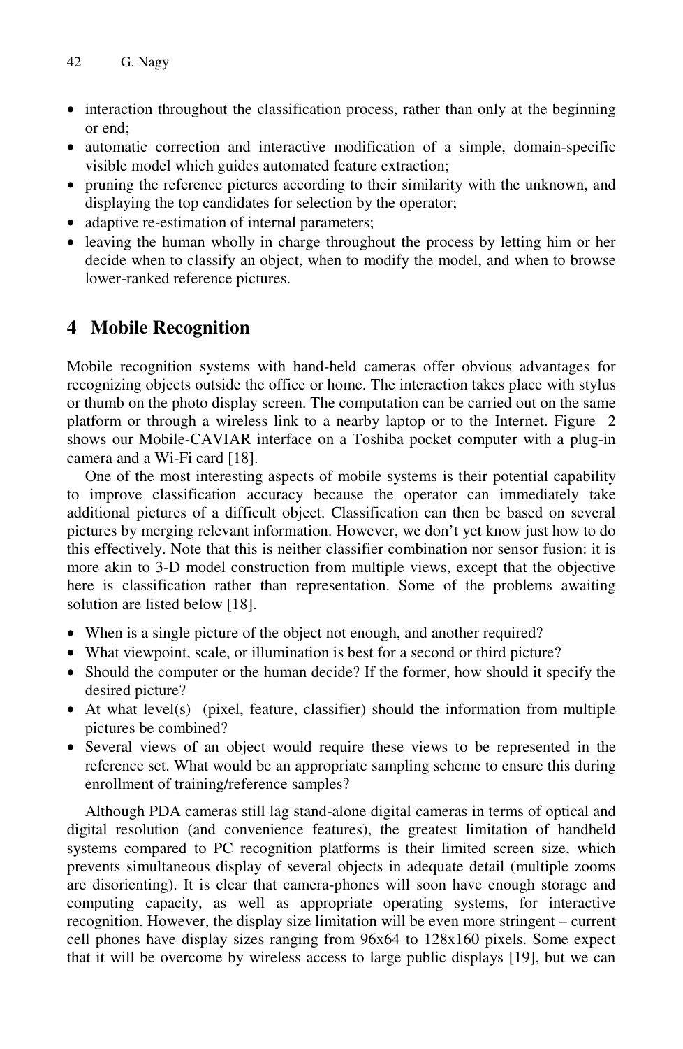- interaction throughout the classification process, rather than only at the beginning or end;
- automatic correction and interactive modification of a simple, domain-specific visible model which guides automated feature extraction;
- pruning the reference pictures according to their similarity with the unknown, and displaying the top candidates for selection by the operator;
- adaptive re-estimation of internal parameters;
- leaving the human wholly in charge throughout the process by letting him or her decide when to classify an object, when to modify the model, and when to browse lower-ranked reference pictures.

## 4 Mobile Recognition

Mobile recognition systems with hand-held cameras offer obvious advantages for recognizing objects outside the office or home. The interaction takes place with stylus or thumb on the photo display screen. The computation can be carried out on the same platform or through a wireless link to a nearby laptop or to the Internet. Figure 2 shows our Mobile-CAVIAR interface on a Toshiba pocket computer with a plug-in camera and a Wi-Fi card [18].

One of the most interesting aspects of mobile systems is their potential capability to improve classification accuracy because the operator can immediately take additional pictures of a difficult object. Classification can then be based on several pictures by merging relevant information. However, we don't yet know just how to do this effectively. Note that this is neither classifier combination nor sensor fusion: it is more akin to 3-D model construction from multiple views, except that the objective here is classification rather than representation. Some of the problems awaiting solution are listed below [18].

- When is a single picture of the object not enough, and another required?
- What viewpoint, scale, or illumination is best for a second or third picture?
- Should the computer or the human decide? If the former, how should it specify the desired picture?
- At what level(s) (pixel, feature, classifier) should the information from multiple pictures be combined?
- Several views of an object would require these views to be represented in the reference set. What would be an appropriate sampling scheme to ensure this during enrollment of training/reference samples?

Although PDA cameras still lag stand-alone digital cameras in terms of optical and digital resolution (and convenience features), the greatest limitation of handheld systems compared to PC recognition platforms is their limited screen size, which prevents simultaneous display of several objects in adequate detail (multiple zooms are disorienting). It is clear that camera-phones will soon have enough storage and computing capacity, as well as appropriate operating systems, for interactive recognition. However, the display size limitation will be even more stringent – current cell phones have display sizes ranging from 96x64 to 128x160 pixels. Some expect that it will be overcome by wireless access to large public displays [19], but we can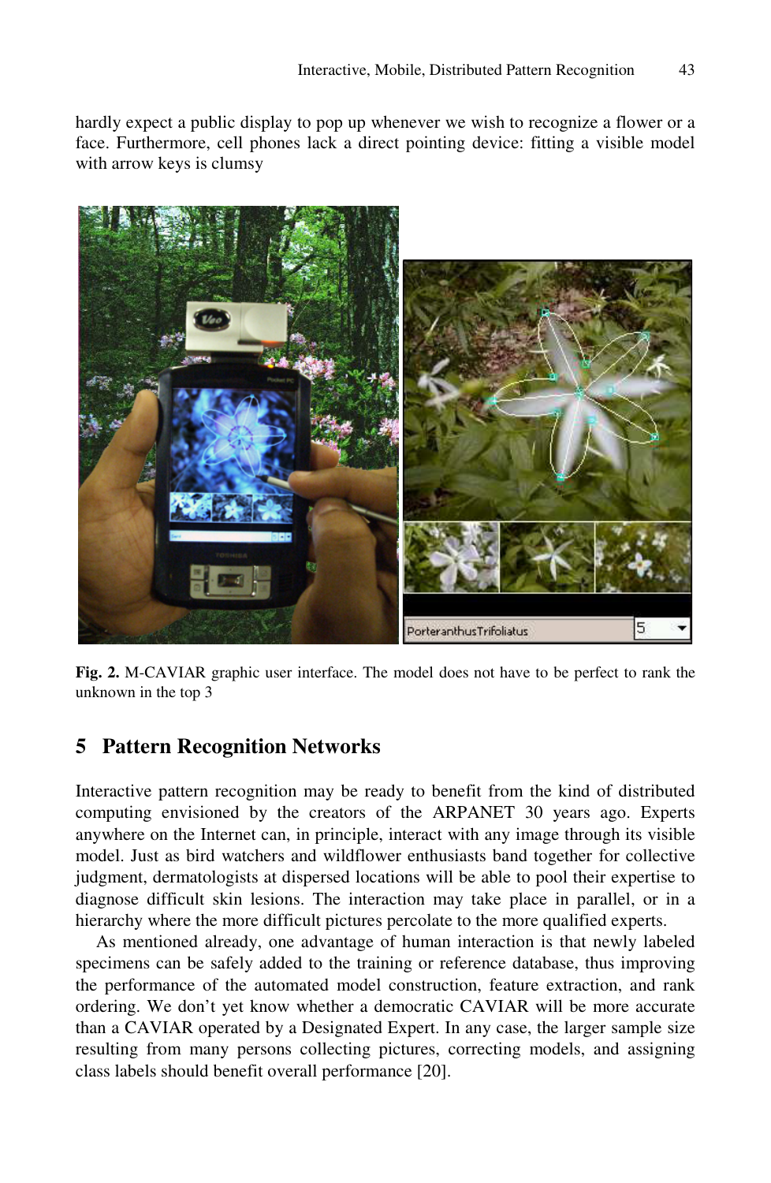hardly expect a public display to pop up whenever we wish to recognize a flower or a face. Furthermore, cell phones lack a direct pointing device: fitting a visible model with arrow keys is clumsy

**Fig. 2.** M-CAVIAR graphic user interface. The model does not have to be perfect to rank the unknown in the top 3

## 5 Pattern Recognition Networks

Interactive pattern recognition may be ready to benefit from the kind of distributed computing envisioned by the creators of the ARPANET 30 years ago. Experts anywhere on the Internet can, in principle, interact with any image through its visible model. Just as bird watchers and wildflower enthusiasts band together for collective judgment, dermatologists at dispersed locations will be able to pool their expertise to diagnose difficult skin lesions. The interaction may take place in parallel, or in a hierarchy where the more difficult pictures percolate to the more qualified experts.

As mentioned already, one advantage of human interaction is that newly labeled specimens can be safely added to the training or reference database, thus improving the performance of the automated model construction, feature extraction, and rank ordering. We don't yet know whether a democratic CAVIAR will be more accurate than a CAVIAR operated by a Designated Expert. In any case, the larger sample size resulting from many persons collecting pictures, correcting models, and assigning class labels should benefit overall performance [20].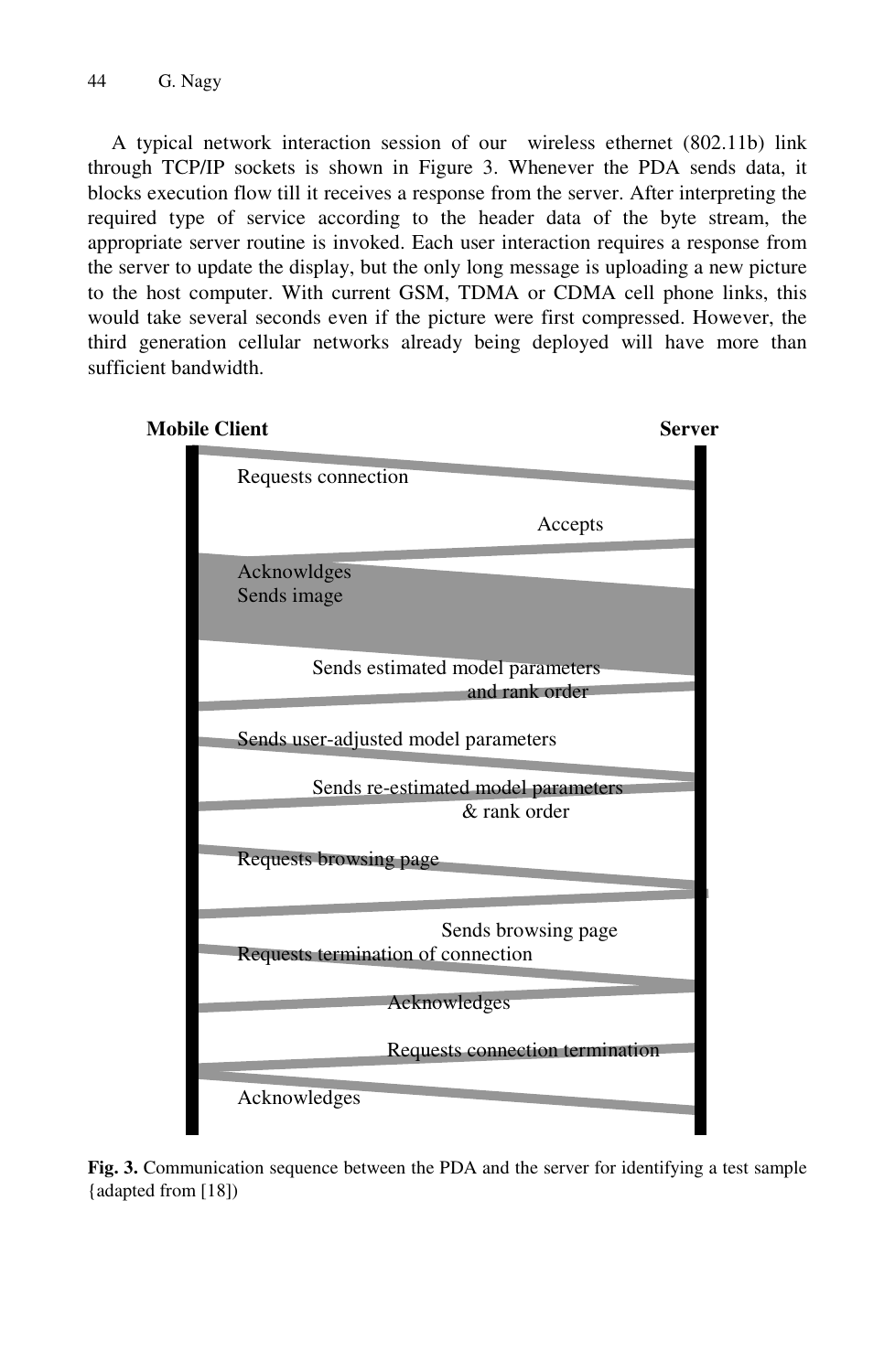A typical network interaction session of our wireless ethernet (802.11b) link through TCP/IP sockets is shown in Figure 3. Whenever the PDA sends data, it blocks execution flow till it receives a response from the server. After interpreting the required type of service according to the header data of the byte stream, the appropriate server routine is invoked. Each user interaction requires a response from the server to update the display, but the only long message is uploading a new picture to the host computer. With current GSM, TDMA or CDMA cell phone links, this would take several seconds even if the picture were first compressed. However, the third generation cellular networks already being deployed will have more than sufficient bandwidth.

**Mobile Client** **Server**

Requests connection

Accepts

Acknowldges
Sends image

Sends estimated model parameters
and rank order

Sends user-adjusted model parameters

Sends re-estimated model parameters
& rank order

Requests browsing page

Sends browsing page

Requests termination of connection

Acknowledges

Requests connection termination

Acknowledges

**Fig. 3.** Communication sequence between the PDA and the server for identifying a test sample {adapted from [18])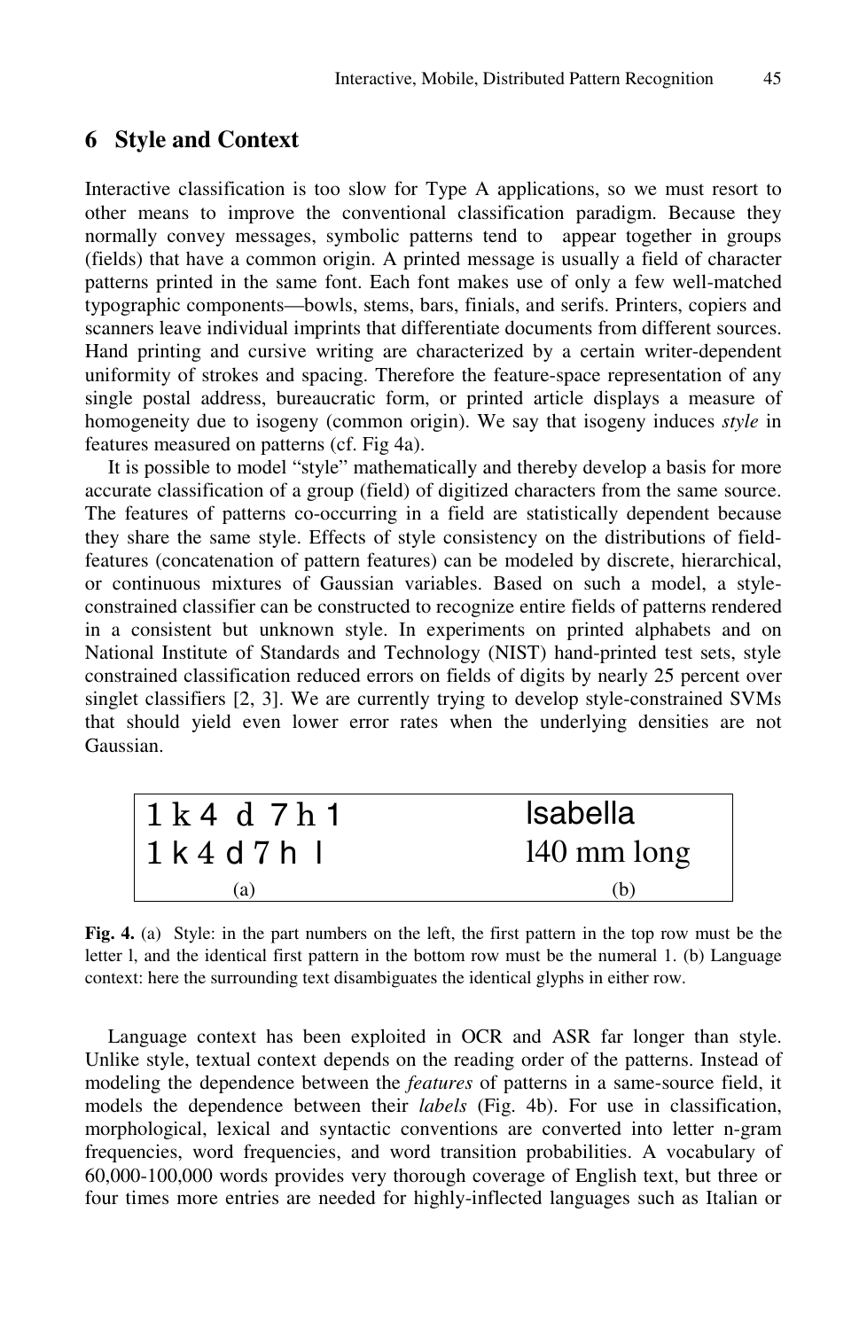## 6 Style and Context

Interactive classification is too slow for Type A applications, so we must resort to other means to improve the conventional classification paradigm. Because they normally convey messages, symbolic patterns tend to appear together in groups (fields) that have a common origin. A printed message is usually a field of character patterns printed in the same font. Each font makes use of only a few well-matched typographic components—bowls, stems, bars, finials, and serifs. Printers, copiers and scanners leave individual imprints that differentiate documents from different sources. Hand printing and cursive writing are characterized by a certain writer-dependent uniformity of strokes and spacing. Therefore the feature-space representation of any single postal address, bureaucratic form, or printed article displays a measure of homogeneity due to isogeny (common origin). We say that isogeny induces *style* in features measured on patterns (cf. Fig 4a).

It is possible to model "style" mathematically and thereby develop a basis for more accurate classification of a group (field) of digitized characters from the same source. The features of patterns co-occurring in a field are statistically dependent because they share the same style. Effects of style consistency on the distributions of field-features (concatenation of pattern features) can be modeled by discrete, hierarchical, or continuous mixtures of Gaussian variables. Based on such a model, a style-constrained classifier can be constructed to recognize entire fields of patterns rendered in a consistent but unknown style. In experiments on printed alphabets and on National Institute of Standards and Technology (NIST) hand-printed test sets, style constrained classification reduced errors on fields of digits by nearly 25 percent over singlet classifiers [2, 3]. We are currently trying to develop style-constrained SVMs that should yield even lower error rates when the underlying densities are not Gaussian.

| (a) | (b) |
|---|---|
| 1 k 4 d 7 h 1 | Isabella |
| 1 k 4 d 7 h l | 140 mm long |

**Fig. 4.** (a) Style: in the part numbers on the left, the first pattern in the top row must be the letter l, and the identical first pattern in the bottom row must be the numeral 1. (b) Language context: here the surrounding text disambiguates the identical glyphs in either row.

Language context has been exploited in OCR and ASR far longer than style. Unlike style, textual context depends on the reading order of the patterns. Instead of modeling the dependence between the *features* of patterns in a same-source field, it models the dependence between their *labels* (Fig. 4b). For use in classification, morphological, lexical and syntactic conventions are converted into letter n-gram frequencies, word frequencies, and word transition probabilities. A vocabulary of 60,000-100,000 words provides very thorough coverage of English text, but three or four times more entries are needed for highly-inflected languages such as Italian or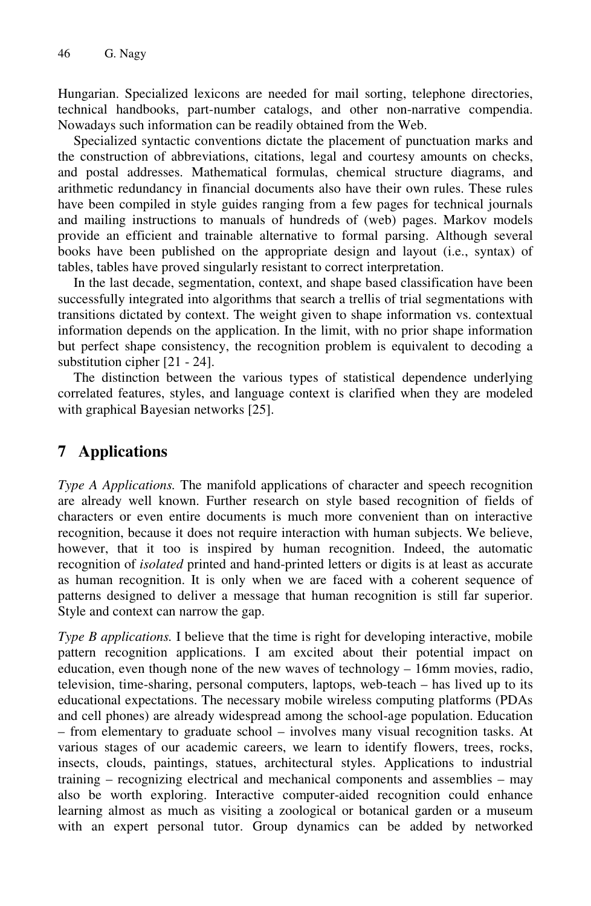Hungarian. Specialized lexicons are needed for mail sorting, telephone directories, technical handbooks, part-number catalogs, and other non-narrative compendia. Nowadays such information can be readily obtained from the Web.

Specialized syntactic conventions dictate the placement of punctuation marks and the construction of abbreviations, citations, legal and courtesy amounts on checks, and postal addresses. Mathematical formulas, chemical structure diagrams, and arithmetic redundancy in financial documents also have their own rules. These rules have been compiled in style guides ranging from a few pages for technical journals and mailing instructions to manuals of hundreds of (web) pages. Markov models provide an efficient and trainable alternative to formal parsing. Although several books have been published on the appropriate design and layout (i.e., syntax) of tables, tables have proved singularly resistant to correct interpretation.

In the last decade, segmentation, context, and shape based classification have been successfully integrated into algorithms that search a trellis of trial segmentations with transitions dictated by context. The weight given to shape information vs. contextual information depends on the application. In the limit, with no prior shape information but perfect shape consistency, the recognition problem is equivalent to decoding a substitution cipher [21 - 24].

The distinction between the various types of statistical dependence underlying correlated features, styles, and language context is clarified when they are modeled with graphical Bayesian networks [25].

## 7 Applications

*Type A Applications.* The manifold applications of character and speech recognition are already well known. Further research on style based recognition of fields of characters or even entire documents is much more convenient than on interactive recognition, because it does not require interaction with human subjects. We believe, however, that it too is inspired by human recognition. Indeed, the automatic recognition of *isolated* printed and hand-printed letters or digits is at least as accurate as human recognition. It is only when we are faced with a coherent sequence of patterns designed to deliver a message that human recognition is still far superior. Style and context can narrow the gap.

*Type B applications.* I believe that the time is right for developing interactive, mobile pattern recognition applications. I am excited about their potential impact on education, even though none of the new waves of technology – 16mm movies, radio, television, time-sharing, personal computers, laptops, web-teach – has lived up to its educational expectations. The necessary mobile wireless computing platforms (PDAs and cell phones) are already widespread among the school-age population. Education – from elementary to graduate school – involves many visual recognition tasks. At various stages of our academic careers, we learn to identify flowers, trees, rocks, insects, clouds, paintings, statues, architectural styles. Applications to industrial training – recognizing electrical and mechanical components and assemblies – may also be worth exploring. Interactive computer-aided recognition could enhance learning almost as much as visiting a zoological or botanical garden or a museum with an expert personal tutor. Group dynamics can be added by networked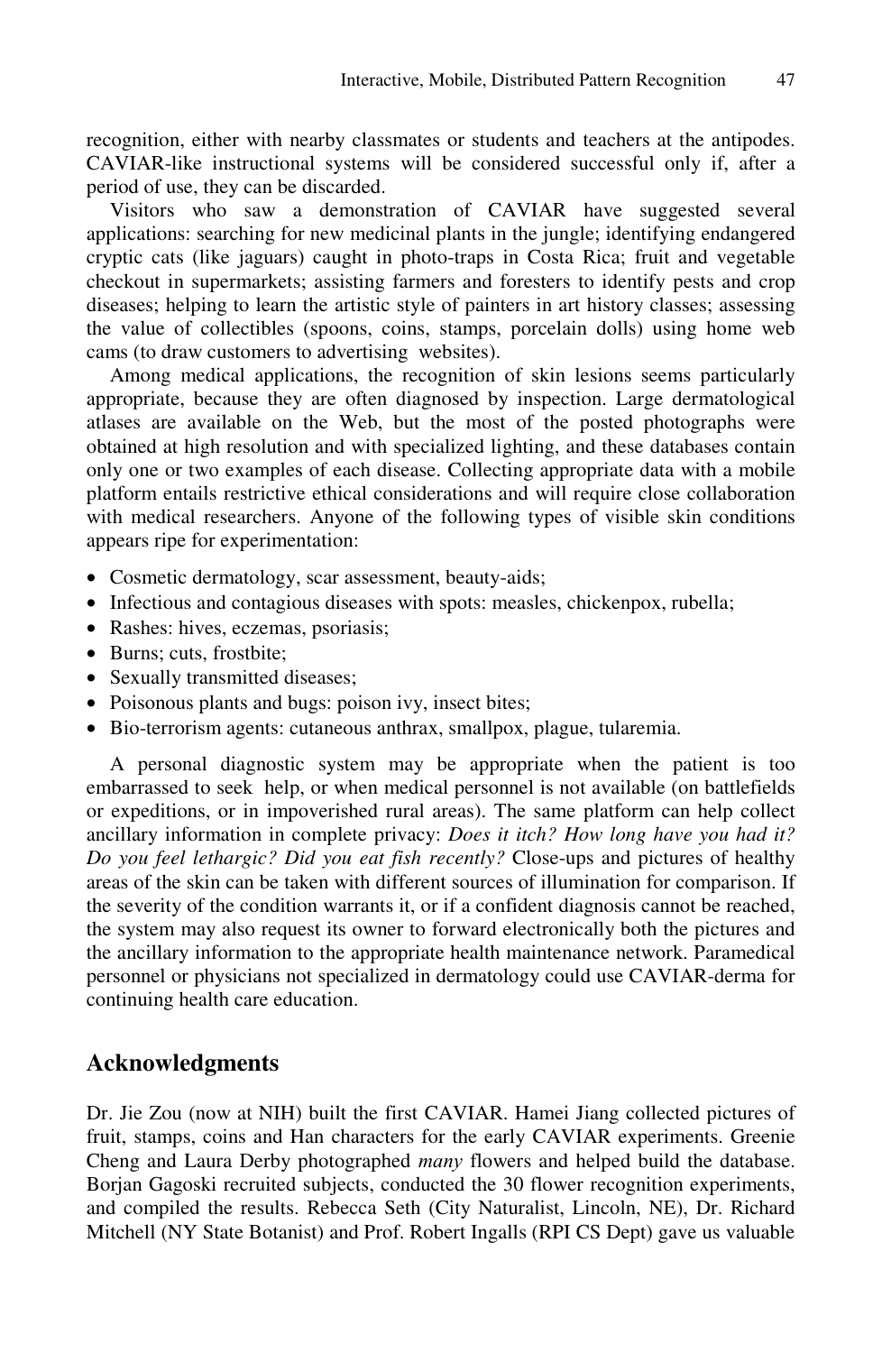recognition, either with nearby classmates or students and teachers at the antipodes. CAVIAR-like instructional systems will be considered successful only if, after a period of use, they can be discarded.

Visitors who saw a demonstration of CAVIAR have suggested several applications: searching for new medicinal plants in the jungle; identifying endangered cryptic cats (like jaguars) caught in photo-traps in Costa Rica; fruit and vegetable checkout in supermarkets; assisting farmers and foresters to identify pests and crop diseases; helping to learn the artistic style of painters in art history classes; assessing the value of collectibles (spoons, coins, stamps, porcelain dolls) using home web cams (to draw customers to advertising websites).

Among medical applications, the recognition of skin lesions seems particularly appropriate, because they are often diagnosed by inspection. Large dermatological atlases are available on the Web, but the most of the posted photographs were obtained at high resolution and with specialized lighting, and these databases contain only one or two examples of each disease. Collecting appropriate data with a mobile platform entails restrictive ethical considerations and will require close collaboration with medical researchers. Anyone of the following types of visible skin conditions appears ripe for experimentation:

- Cosmetic dermatology, scar assessment, beauty-aids;
- Infectious and contagious diseases with spots: measles, chickenpox, rubella;
- Rashes: hives, eczemas, psoriasis;
- Burns; cuts, frostbite;
- Sexually transmitted diseases;
- Poisonous plants and bugs: poison ivy, insect bites;
- Bio-terrorism agents: cutaneous anthrax, smallpox, plague, tularemia.

A personal diagnostic system may be appropriate when the patient is too embarrassed to seek help, or when medical personnel is not available (on battlefields or expeditions, or in impoverished rural areas). The same platform can help collect ancillary information in complete privacy: *Does it itch? How long have you had it? Do you feel lethargic? Did you eat fish recently?* Close-ups and pictures of healthy areas of the skin can be taken with different sources of illumination for comparison. If the severity of the condition warrants it, or if a confident diagnosis cannot be reached, the system may also request its owner to forward electronically both the pictures and the ancillary information to the appropriate health maintenance network. Paramedical personnel or physicians not specialized in dermatology could use CAVIAR-derma for continuing health care education.

## Acknowledgments

Dr. Jie Zou (now at NIH) built the first CAVIAR. Hamei Jiang collected pictures of fruit, stamps, coins and Han characters for the early CAVIAR experiments. Greenie Cheng and Laura Derby photographed *many* flowers and helped build the database. Borjan Gagoski recruited subjects, conducted the 30 flower recognition experiments, and compiled the results. Rebecca Seth (City Naturalist, Lincoln, NE), Dr. Richard Mitchell (NY State Botanist) and Prof. Robert Ingalls (RPI CS Dept) gave us valuable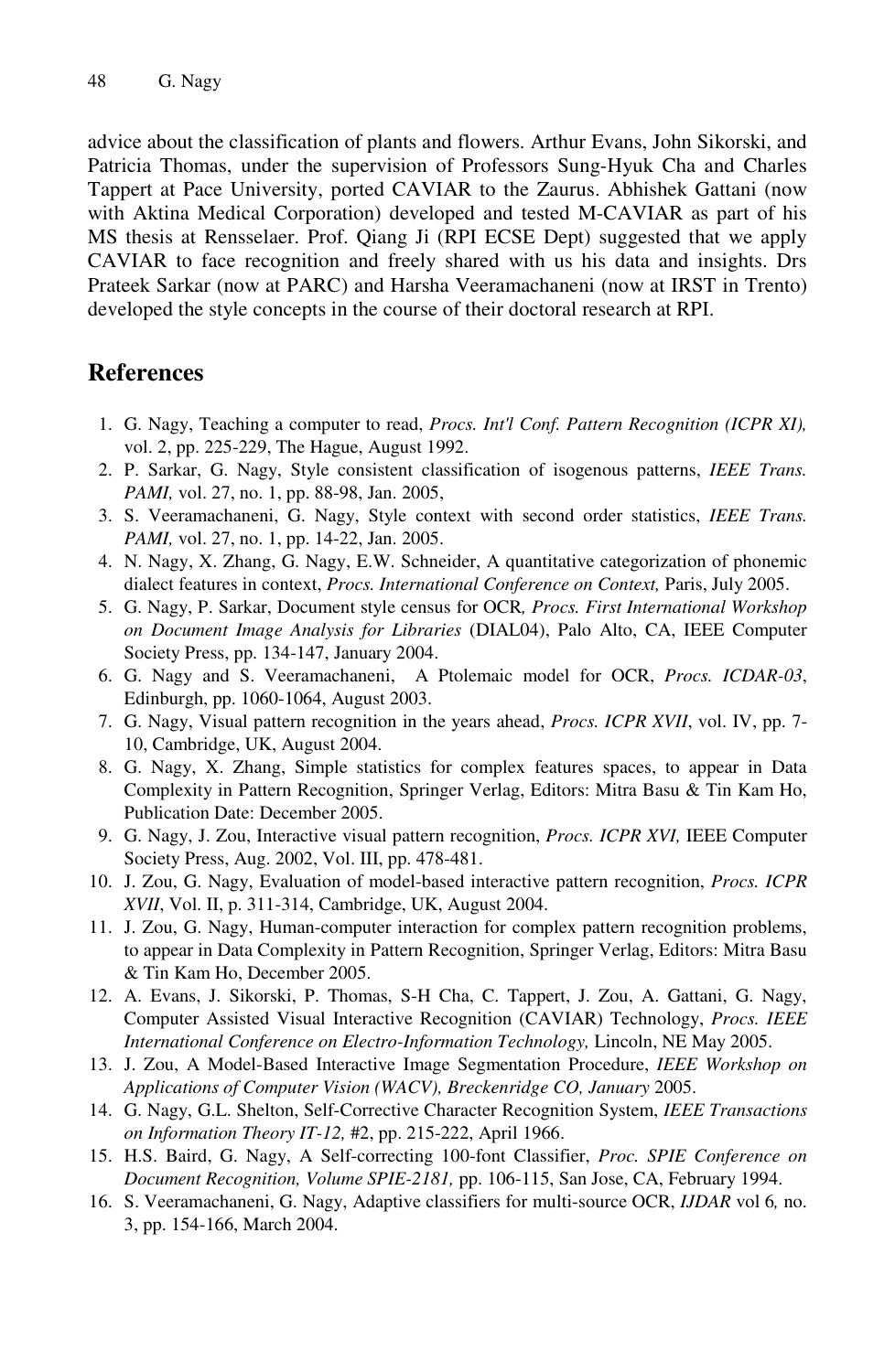advice about the classification of plants and flowers. Arthur Evans, John Sikorski, and Patricia Thomas, under the supervision of Professors Sung-Hyuk Cha and Charles Tappert at Pace University, ported CAVIAR to the Zaurus. Abhishek Gattani (now with Aktina Medical Corporation) developed and tested M-CAVIAR as part of his MS thesis at Rensselaer. Prof. Qiang Ji (RPI ECSE Dept) suggested that we apply CAVIAR to face recognition and freely shared with us his data and insights. Drs Prateek Sarkar (now at PARC) and Harsha Veeramachaneni (now at IRST in Trento) developed the style concepts in the course of their doctoral research at RPI.

## References

1. G. Nagy, Teaching a computer to read, *Procs. Int'l Conf. Pattern Recognition (ICPR XI),* vol. 2, pp. 225-229, The Hague, August 1992.
2. P. Sarkar, G. Nagy, Style consistent classification of isogenous patterns, *IEEE Trans. PAMI,* vol. 27, no. 1, pp. 88-98, Jan. 2005,
3. S. Veeramachaneni, G. Nagy, Style context with second order statistics, *IEEE Trans. PAMI,* vol. 27, no. 1, pp. 14-22, Jan. 2005.
4. N. Nagy, X. Zhang, G. Nagy, E.W. Schneider, A quantitative categorization of phonemic dialect features in context, *Procs. International Conference on Context,* Paris, July 2005.
5. G. Nagy, P. Sarkar, Document style census for OCR*, Procs. First International Workshop on Document Image Analysis for Libraries* (DIAL04), Palo Alto, CA, IEEE Computer Society Press, pp. 134-147, January 2004.
6. G. Nagy and S. Veeramachaneni, A Ptolemaic model for OCR, *Procs. ICDAR-03*, Edinburgh, pp. 1060-1064, August 2003.
7. G. Nagy, Visual pattern recognition in the years ahead, *Procs. ICPR XVII*, vol. IV, pp. 7-10, Cambridge, UK, August 2004.
8. G. Nagy, X. Zhang, Simple statistics for complex features spaces, to appear in Data Complexity in Pattern Recognition, Springer Verlag, Editors: Mitra Basu & Tin Kam Ho, Publication Date: December 2005.
9. G. Nagy, J. Zou, Interactive visual pattern recognition, *Procs. ICPR XVI,* IEEE Computer Society Press, Aug. 2002, Vol. III, pp. 478-481.
10. J. Zou, G. Nagy, Evaluation of model-based interactive pattern recognition, *Procs. ICPR XVII*, Vol. II, p. 311-314, Cambridge, UK, August 2004.
11. J. Zou, G. Nagy, Human-computer interaction for complex pattern recognition problems, to appear in Data Complexity in Pattern Recognition, Springer Verlag, Editors: Mitra Basu & Tin Kam Ho, December 2005.
12. A. Evans, J. Sikorski, P. Thomas, S-H Cha, C. Tappert, J. Zou, A. Gattani, G. Nagy, Computer Assisted Visual Interactive Recognition (CAVIAR) Technology, *Procs. IEEE International Conference on Electro-Information Technology,* Lincoln, NE May 2005.
13. J. Zou, A Model-Based Interactive Image Segmentation Procedure, *IEEE Workshop on Applications of Computer Vision (WACV), Breckenridge CO, January* 2005.
14. G. Nagy, G.L. Shelton, Self-Corrective Character Recognition System, *IEEE Transactions on Information Theory IT-12,* #2, pp. 215-222, April 1966.
15. H.S. Baird, G. Nagy, A Self-correcting 100-font Classifier, *Proc. SPIE Conference on Document Recognition, Volume SPIE-2181,* pp. 106-115, San Jose, CA, February 1994.
16. S. Veeramachaneni, G. Nagy, Adaptive classifiers for multi-source OCR, *IJDAR* vol 6*,* no. 3, pp. 154-166, March 2004.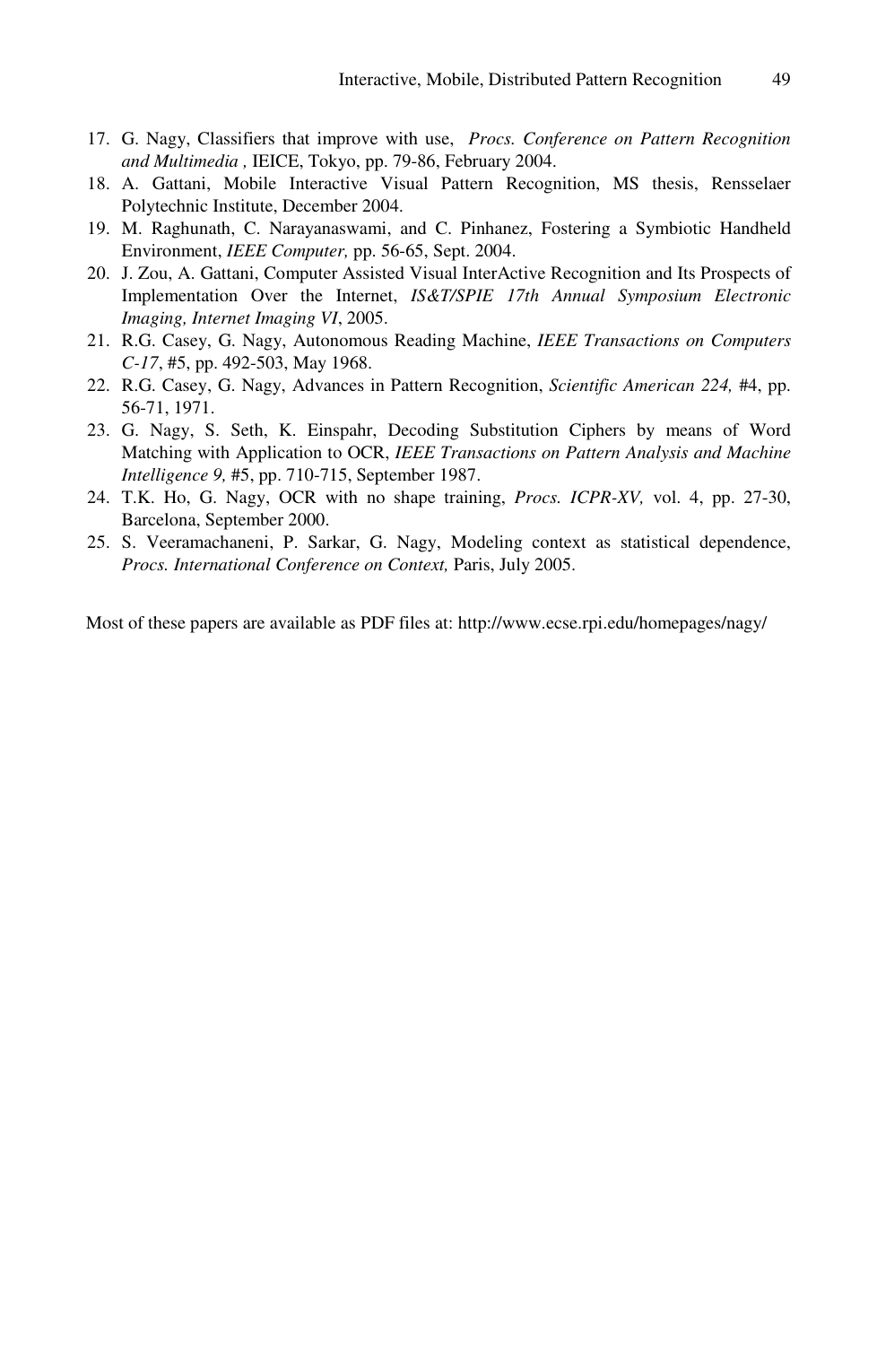17. G. Nagy, Classifiers that improve with use, *Procs. Conference on Pattern Recognition and Multimedia ,* IEICE, Tokyo, pp. 79-86, February 2004.
18. A. Gattani, Mobile Interactive Visual Pattern Recognition, MS thesis, Rensselaer Polytechnic Institute, December 2004.
19. M. Raghunath, C. Narayanaswami, and C. Pinhanez, Fostering a Symbiotic Handheld Environment, *IEEE Computer,* pp. 56-65, Sept. 2004.
20. J. Zou, A. Gattani, Computer Assisted Visual InterActive Recognition and Its Prospects of Implementation Over the Internet, *IS&T/SPIE 17th Annual Symposium Electronic Imaging, Internet Imaging VI*, 2005.
21. R.G. Casey, G. Nagy, Autonomous Reading Machine, *IEEE Transactions on Computers C-17*, #5, pp. 492-503, May 1968.
22. R.G. Casey, G. Nagy, Advances in Pattern Recognition, *Scientific American 224,* #4, pp. 56-71, 1971.
23. G. Nagy, S. Seth, K. Einspahr, Decoding Substitution Ciphers by means of Word Matching with Application to OCR, *IEEE Transactions on Pattern Analysis and Machine Intelligence 9,* #5, pp. 710-715, September 1987.
24. T.K. Ho, G. Nagy, OCR with no shape training, *Procs. ICPR-XV,* vol. 4, pp. 27-30, Barcelona, September 2000.
25. S. Veeramachaneni, P. Sarkar, G. Nagy, Modeling context as statistical dependence, *Procs. International Conference on Context,* Paris, July 2005.

Most of these papers are available as PDF files at: http://www.ecse.rpi.edu/homepages/nagy/